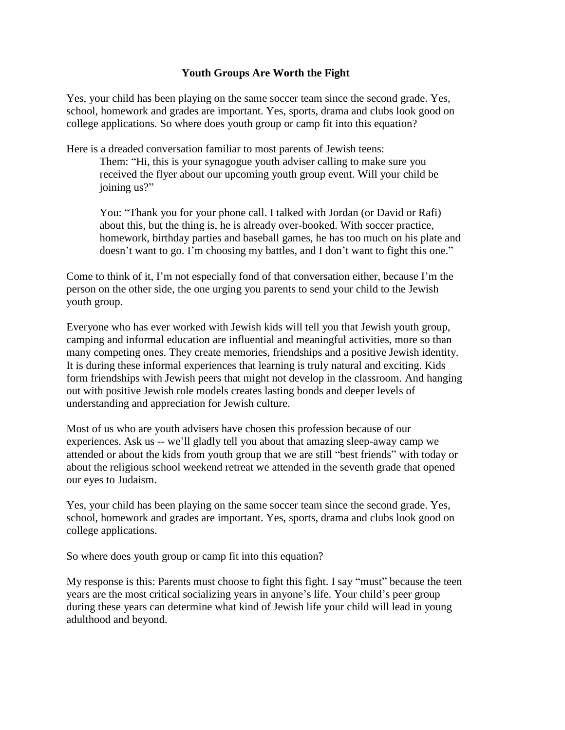# Youth Groups Are Worth the Fight

Yes, your child has been playing on the same soccer team since the second grade. Yes, school, homework and grades are important. Yes, sports, drama and clubs look good on college applications. So where does youth group or camp fit into this equation?

Here is a dreaded conversation familiar to most parents of Jewish teens:

> Them: "Hi, this is your synagogue youth adviser calling to make sure you received the flyer about our upcoming youth group event. Will your child be joining us?"
>
> You: "Thank you for your phone call. I talked with Jordan (or David or Rafi) about this, but the thing is, he is already over-booked. With soccer practice, homework, birthday parties and baseball games, he has too much on his plate and doesn't want to go. I'm choosing my battles, and I don't want to fight this one."

Come to think of it, I'm not especially fond of that conversation either, because I'm the person on the other side, the one urging you parents to send your child to the Jewish youth group.

Everyone who has ever worked with Jewish kids will tell you that Jewish youth group, camping and informal education are influential and meaningful activities, more so than many competing ones. They create memories, friendships and a positive Jewish identity. It is during these informal experiences that learning is truly natural and exciting. Kids form friendships with Jewish peers that might not develop in the classroom. And hanging out with positive Jewish role models creates lasting bonds and deeper levels of understanding and appreciation for Jewish culture.

Most of us who are youth advisers have chosen this profession because of our experiences. Ask us -- we'll gladly tell you about that amazing sleep-away camp we attended or about the kids from youth group that we are still "best friends" with today or about the religious school weekend retreat we attended in the seventh grade that opened our eyes to Judaism.

Yes, your child has been playing on the same soccer team since the second grade. Yes, school, homework and grades are important. Yes, sports, drama and clubs look good on college applications.

So where does youth group or camp fit into this equation?

My response is this: Parents must choose to fight this fight. I say "must" because the teen years are the most critical socializing years in anyone's life. Your child's peer group during these years can determine what kind of Jewish life your child will lead in young adulthood and beyond.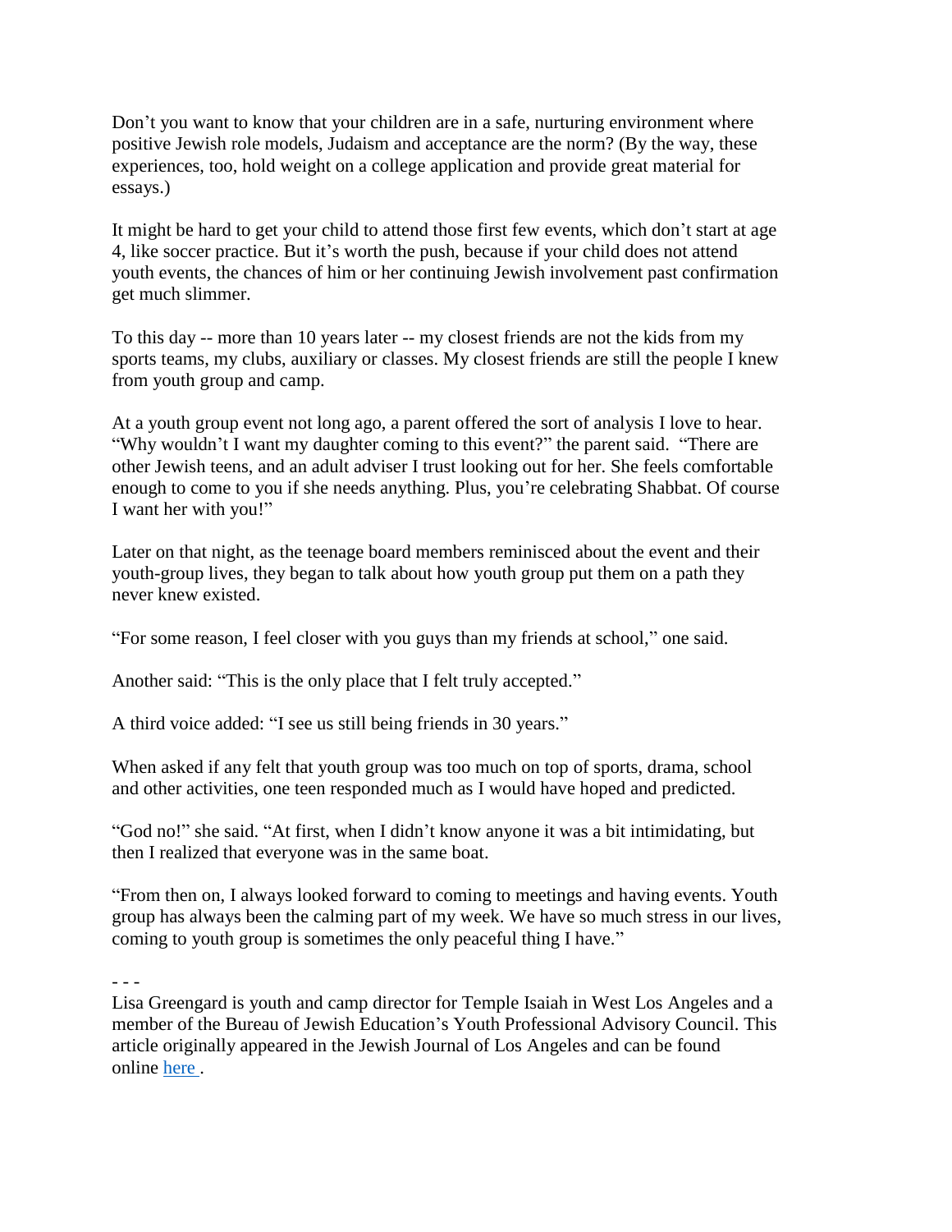Don't you want to know that your children are in a safe, nurturing environment where positive Jewish role models, Judaism and acceptance are the norm? (By the way, these experiences, too, hold weight on a college application and provide great material for essays.)

It might be hard to get your child to attend those first few events, which don't start at age 4, like soccer practice. But it's worth the push, because if your child does not attend youth events, the chances of him or her continuing Jewish involvement past confirmation get much slimmer.

To this day -- more than 10 years later -- my closest friends are not the kids from my sports teams, my clubs, auxiliary or classes. My closest friends are still the people I knew from youth group and camp.

At a youth group event not long ago, a parent offered the sort of analysis I love to hear. "Why wouldn't I want my daughter coming to this event?" the parent said. "There are other Jewish teens, and an adult adviser I trust looking out for her. She feels comfortable enough to come to you if she needs anything. Plus, you're celebrating Shabbat. Of course I want her with you!"

Later on that night, as the teenage board members reminisced about the event and their youth-group lives, they began to talk about how youth group put them on a path they never knew existed.

"For some reason, I feel closer with you guys than my friends at school," one said.

Another said: "This is the only place that I felt truly accepted."

A third voice added: "I see us still being friends in 30 years."

When asked if any felt that youth group was too much on top of sports, drama, school and other activities, one teen responded much as I would have hoped and predicted.

"God no!" she said. "At first, when I didn't know anyone it was a bit intimidating, but then I realized that everyone was in the same boat.

"From then on, I always looked forward to coming to meetings and having events. Youth group has always been the calming part of my week. We have so much stress in our lives, coming to youth group is sometimes the only peaceful thing I have."

- - -

Lisa Greengard is youth and camp director for Temple Isaiah in West Los Angeles and a member of the Bureau of Jewish Education's Youth Professional Advisory Council. This article originally appeared in the Jewish Journal of Los Angeles and can be found online here .